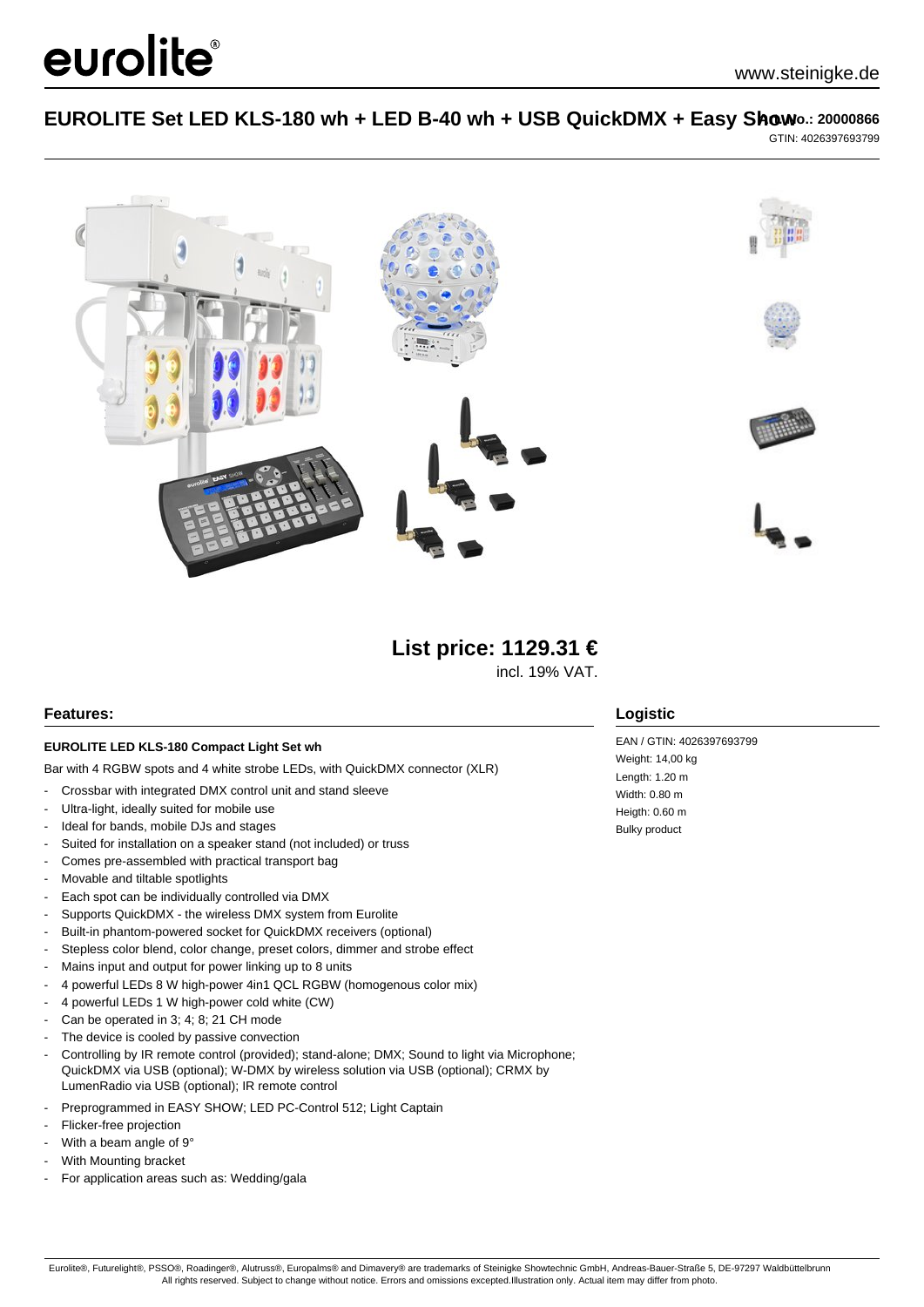# EUROLITE Set LED KLS-180 wh + LED B-40 wh + USB QuickDMX + Easy Show

Art. No.: 20000866
GTIN: 4026397693799

**List price: 1129.31 €**
incl. 19% VAT.

## Features:

**EUROLITE LED KLS-180 Compact Light Set wh**

Bar with 4 RGBW spots and 4 white strobe LEDs, with QuickDMX connector (XLR)

- Crossbar with integrated DMX control unit and stand sleeve
- Ultra-light, ideally suited for mobile use
- Ideal for bands, mobile DJs and stages
- Suited for installation on a speaker stand (not included) or truss
- Comes pre-assembled with practical transport bag
- Movable and tiltable spotlights
- Each spot can be individually controlled via DMX
- Supports QuickDMX - the wireless DMX system from Eurolite
- Built-in phantom-powered socket for QuickDMX receivers (optional)
- Stepless color blend, color change, preset colors, dimmer and strobe effect
- Mains input and output for power linking up to 8 units
- 4 powerful LEDs 8 W high-power 4in1 QCL RGBW (homogenous color mix)
- 4 powerful LEDs 1 W high-power cold white (CW)
- Can be operated in 3; 4; 8; 21 CH mode
- The device is cooled by passive convection
- Controlling by IR remote control (provided); stand-alone; DMX; Sound to light via Microphone; QuickDMX via USB (optional); W-DMX by wireless solution via USB (optional); CRMX by LumenRadio via USB (optional); IR remote control
- Preprogrammed in EASY SHOW; LED PC-Control 512; Light Captain
- Flicker-free projection
- With a beam angle of 9°
- With Mounting bracket
- For application areas such as: Wedding/gala

## Logistic

EAN / GTIN: 4026397693799
Weight: 14,00 kg
Length: 1.20 m
Width: 0.80 m
Heigth: 0.60 m
Bulky product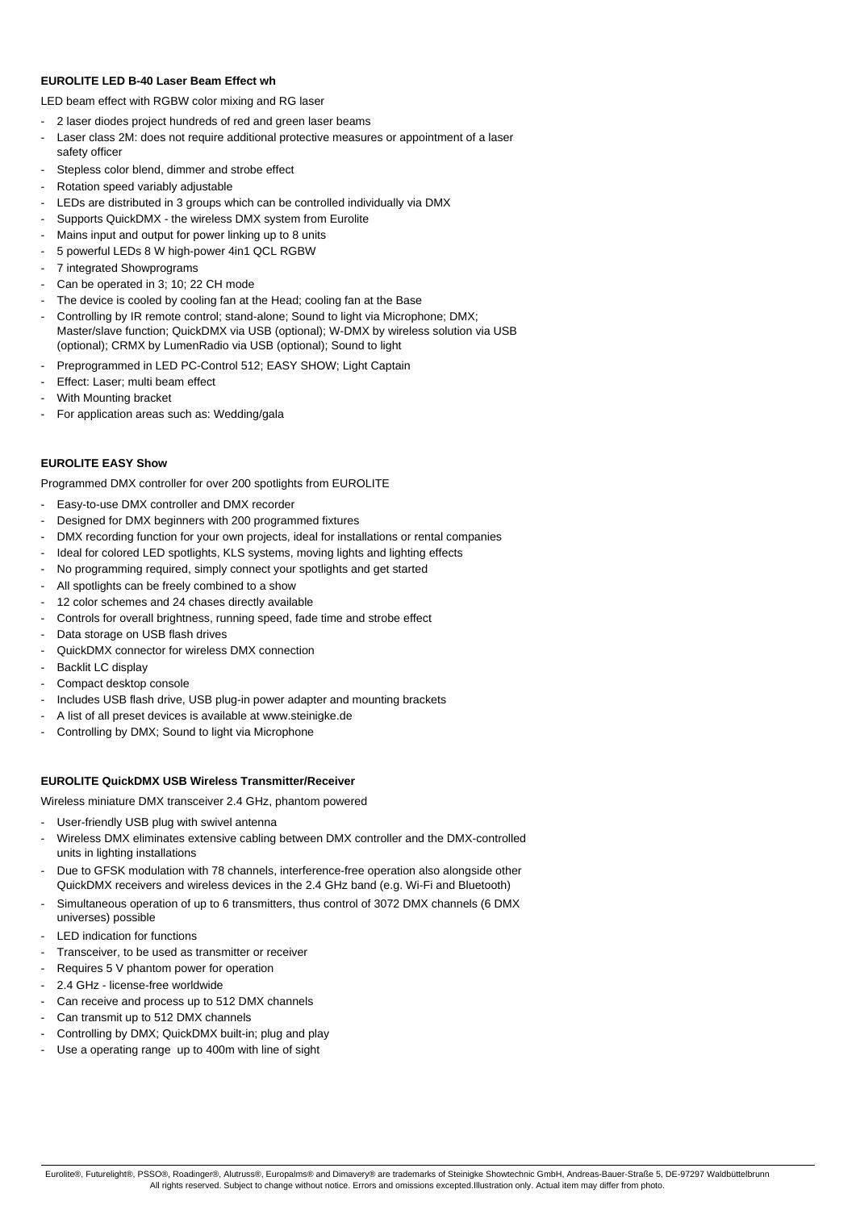**EUROLITE LED B-40 Laser Beam Effect wh**

LED beam effect with RGBW color mixing and RG laser

- 2 laser diodes project hundreds of red and green laser beams
- Laser class 2M: does not require additional protective measures or appointment of a laser safety officer
- Stepless color blend, dimmer and strobe effect
- Rotation speed variably adjustable
- LEDs are distributed in 3 groups which can be controlled individually via DMX
- Supports QuickDMX - the wireless DMX system from Eurolite
- Mains input and output for power linking up to 8 units
- 5 powerful LEDs 8 W high-power 4in1 QCL RGBW
- 7 integrated Showprograms
- Can be operated in 3; 10; 22 CH mode
- The device is cooled by cooling fan at the Head; cooling fan at the Base
- Controlling by IR remote control; stand-alone; Sound to light via Microphone; DMX; Master/slave function; QuickDMX via USB (optional); W-DMX by wireless solution via USB (optional); CRMX by LumenRadio via USB (optional); Sound to light
- Preprogrammed in LED PC-Control 512; EASY SHOW; Light Captain
- Effect: Laser; multi beam effect
- With Mounting bracket
- For application areas such as: Wedding/gala

**EUROLITE EASY Show**

Programmed DMX controller for over 200 spotlights from EUROLITE

- Easy-to-use DMX controller and DMX recorder
- Designed for DMX beginners with 200 programmed fixtures
- DMX recording function for your own projects, ideal for installations or rental companies
- Ideal for colored LED spotlights, KLS systems, moving lights and lighting effects
- No programming required, simply connect your spotlights and get started
- All spotlights can be freely combined to a show
- 12 color schemes and 24 chases directly available
- Controls for overall brightness, running speed, fade time and strobe effect
- Data storage on USB flash drives
- QuickDMX connector for wireless DMX connection
- Backlit LC display
- Compact desktop console
- Includes USB flash drive, USB plug-in power adapter and mounting brackets
- A list of all preset devices is available at www.steinigke.de
- Controlling by DMX; Sound to light via Microphone

**EUROLITE QuickDMX USB Wireless Transmitter/Receiver**

Wireless miniature DMX transceiver 2.4 GHz, phantom powered

- User-friendly USB plug with swivel antenna
- Wireless DMX eliminates extensive cabling between DMX controller and the DMX-controlled units in lighting installations
- Due to GFSK modulation with 78 channels, interference-free operation also alongside other QuickDMX receivers and wireless devices in the 2.4 GHz band (e.g. Wi-Fi and Bluetooth)
- Simultaneous operation of up to 6 transmitters, thus control of 3072 DMX channels (6 DMX universes) possible
- LED indication for functions
- Transceiver, to be used as transmitter or receiver
- Requires 5 V phantom power for operation
- 2.4 GHz - license-free worldwide
- Can receive and process up to 512 DMX channels
- Can transmit up to 512 DMX channels
- Controlling by DMX; QuickDMX built-in; plug and play
- Use a operating range up to 400m with line of sight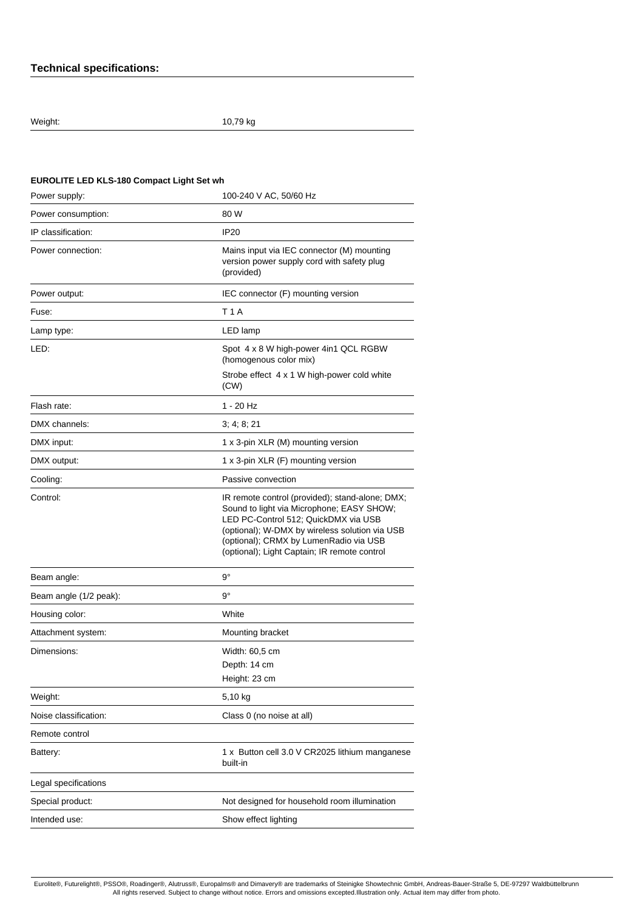### Technical specifications:

| | |
|---|---|
| Weight: | 10,79 kg |

**EUROLITE LED KLS-180 Compact Light Set wh**

| | |
|---|---|
| Power supply: | 100-240 V AC, 50/60 Hz |
| Power consumption: | 80 W |
| IP classification: | IP20 |
| Power connection: | Mains input via IEC connector (M) mounting version power supply cord with safety plug (provided) |
| Power output: | IEC connector (F) mounting version |
| Fuse: | T 1 A |
| Lamp type: | LED lamp |
| LED: | Spot 4 x 8 W high-power 4in1 QCL RGBW (homogenous color mix)<br>Strobe effect 4 x 1 W high-power cold white (CW) |
| Flash rate: | 1 - 20 Hz |
| DMX channels: | 3; 4; 8; 21 |
| DMX input: | 1 x 3-pin XLR (M) mounting version |
| DMX output: | 1 x 3-pin XLR (F) mounting version |
| Cooling: | Passive convection |
| Control: | IR remote control (provided); stand-alone; DMX; Sound to light via Microphone; EASY SHOW; LED PC-Control 512; QuickDMX via USB (optional); W-DMX by wireless solution via USB (optional); CRMX by LumenRadio via USB (optional); Light Captain; IR remote control |
| Beam angle: | 9° |
| Beam angle (1/2 peak): | 9° |
| Housing color: | White |
| Attachment system: | Mounting bracket |
| Dimensions: | Width: 60,5 cm<br>Depth: 14 cm<br>Height: 23 cm |
| Weight: | 5,10 kg |
| Noise classification: | Class 0 (no noise at all) |
| Remote control | |
| Battery: | 1 x Button cell 3.0 V CR2025 lithium manganese built-in |
| Legal specifications | |
| Special product: | Not designed for household room illumination |
| Intended use: | Show effect lighting |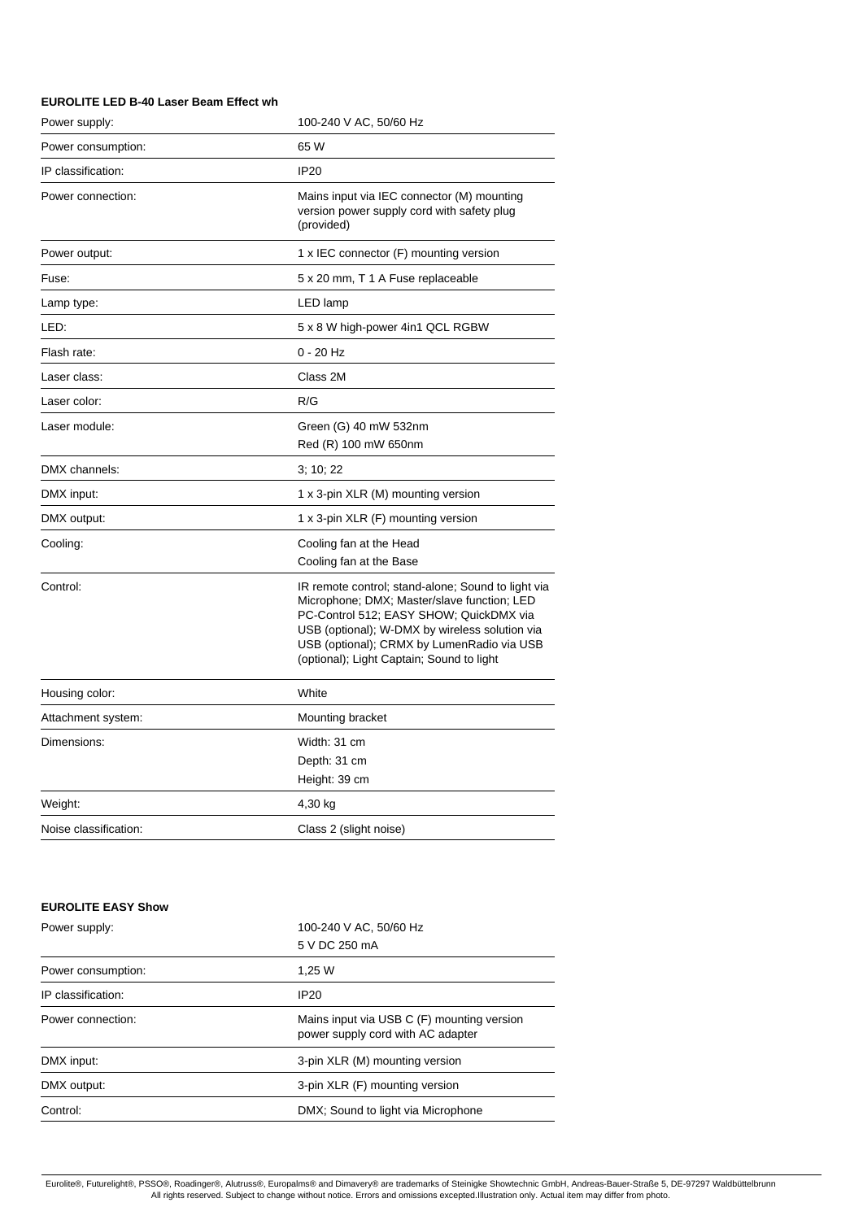**EUROLITE LED B-40 Laser Beam Effect wh**

| | |
|---|---|
| Power supply: | 100-240 V AC, 50/60 Hz |
| Power consumption: | 65 W |
| IP classification: | IP20 |
| Power connection: | Mains input via IEC connector (M) mounting version power supply cord with safety plug (provided) |
| Power output: | 1 x IEC connector (F) mounting version |
| Fuse: | 5 x 20 mm, T 1 A Fuse replaceable |
| Lamp type: | LED lamp |
| LED: | 5 x 8 W high-power 4in1 QCL RGBW |
| Flash rate: | 0 - 20 Hz |
| Laser class: | Class 2M |
| Laser color: | R/G |
| Laser module: | Green (G) 40 mW 532nm<br>Red (R) 100 mW 650nm |
| DMX channels: | 3; 10; 22 |
| DMX input: | 1 x 3-pin XLR (M) mounting version |
| DMX output: | 1 x 3-pin XLR (F) mounting version |
| Cooling: | Cooling fan at the Head<br>Cooling fan at the Base |
| Control: | IR remote control; stand-alone; Sound to light via Microphone; DMX; Master/slave function; LED PC-Control 512; EASY SHOW; QuickDMX via USB (optional); W-DMX by wireless solution via USB (optional); CRMX by LumenRadio via USB (optional); Light Captain; Sound to light |
| Housing color: | White |
| Attachment system: | Mounting bracket |
| Dimensions: | Width: 31 cm<br>Depth: 31 cm<br>Height: 39 cm |
| Weight: | 4,30 kg |
| Noise classification: | Class 2 (slight noise) |

**EUROLITE EASY Show**

| | |
|---|---|
| Power supply: | 100-240 V AC, 50/60 Hz<br>5 V DC 250 mA |
| Power consumption: | 1,25 W |
| IP classification: | IP20 |
| Power connection: | Mains input via USB C (F) mounting version power supply cord with AC adapter |
| DMX input: | 3-pin XLR (M) mounting version |
| DMX output: | 3-pin XLR (F) mounting version |
| Control: | DMX; Sound to light via Microphone |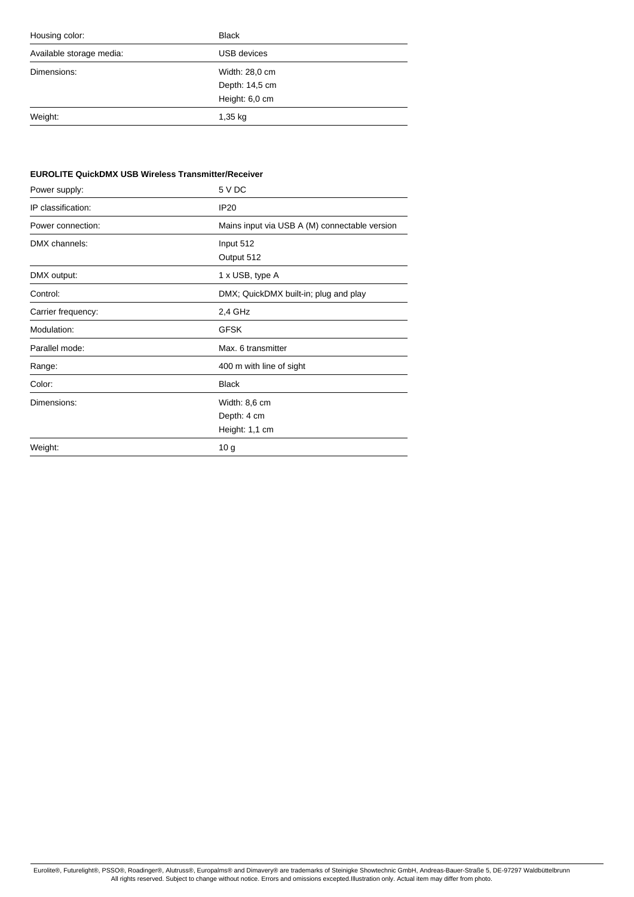| | |
|---|---|
| Housing color: | Black |
| Available storage media: | USB devices |
| Dimensions: | Width: 28,0 cm<br>Depth: 14,5 cm<br>Height: 6,0 cm |
| Weight: | 1,35 kg |

**EUROLITE QuickDMX USB Wireless Transmitter/Receiver**

| | |
|---|---|
| Power supply: | 5 V DC |
| IP classification: | IP20 |
| Power connection: | Mains input via USB A (M) connectable version |
| DMX channels: | Input 512<br>Output 512 |
| DMX output: | 1 x USB, type A |
| Control: | DMX; QuickDMX built-in; plug and play |
| Carrier frequency: | 2,4 GHz |
| Modulation: | GFSK |
| Parallel mode: | Max. 6 transmitter |
| Range: | 400 m with line of sight |
| Color: | Black |
| Dimensions: | Width: 8,6 cm<br>Depth: 4 cm<br>Height: 1,1 cm |
| Weight: | 10 g |

Eurolite®, Futurelight®, PSSO®, Roadinger®, Alutruss®, Europalms® and Dimavery® are trademarks of Steinigke Showtechnic GmbH, Andreas-Bauer-Straße 5, DE-97297 Waldbüttelbrunn
All rights reserved. Subject to change without notice. Errors and omissions excepted.Illustration only. Actual item may differ from photo.